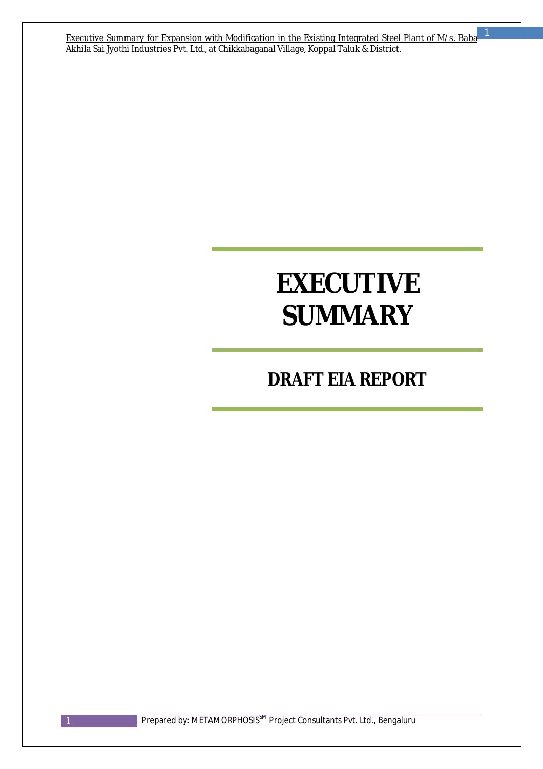# EXECUTIVE SUMMARY

## DRAFT EIA REPORT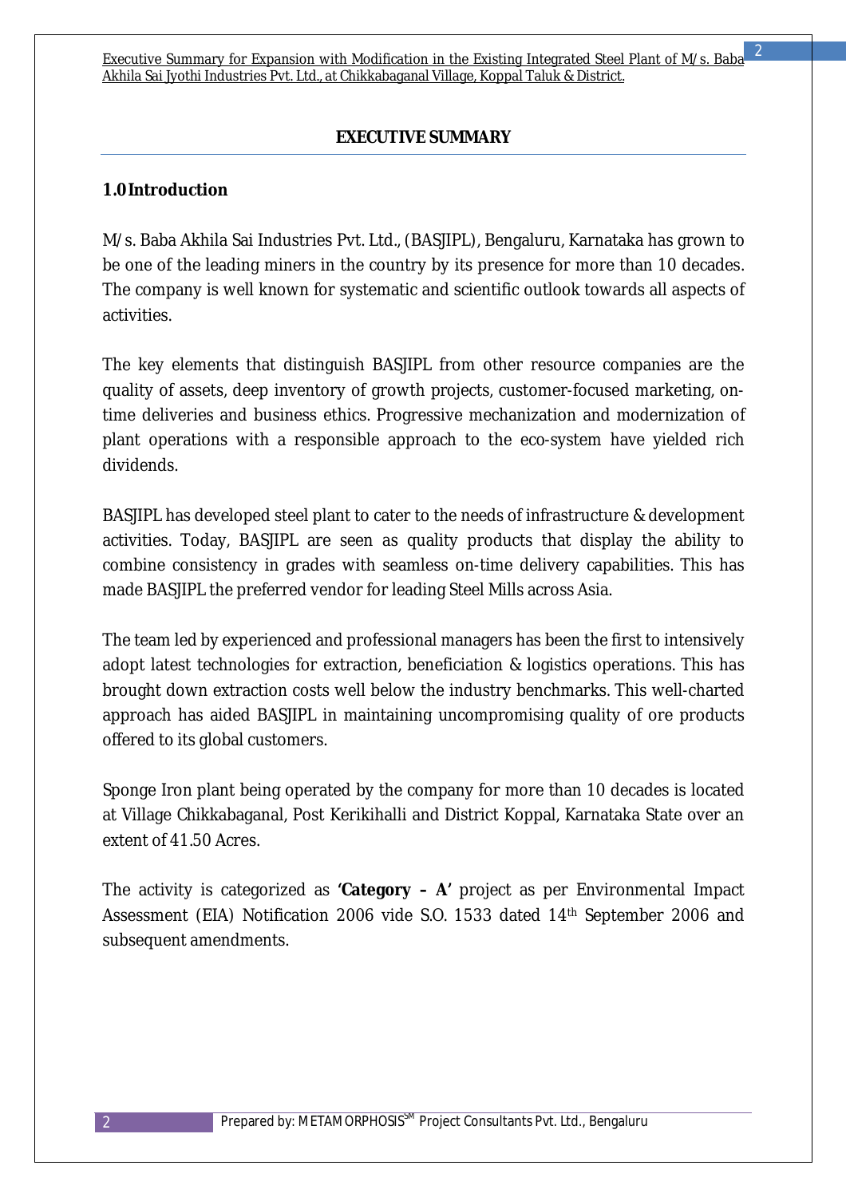# EXECUTIVE SUMMARY

## 1.0 Introduction

M/s. Baba Akhila Sai Industries Pvt. Ltd., (BASJIPL), Bengaluru, Karnataka has grown to be one of the leading miners in the country by its presence for more than 10 decades. The company is well known for systematic and scientific outlook towards all aspects of activities.

The key elements that distinguish BASJIPL from other resource companies are the quality of assets, deep inventory of growth projects, customer-focused marketing, on-time deliveries and business ethics. Progressive mechanization and modernization of plant operations with a responsible approach to the eco-system have yielded rich dividends.

BASJIPL has developed steel plant to cater to the needs of infrastructure & development activities. Today, BASJIPL are seen as quality products that display the ability to combine consistency in grades with seamless on-time delivery capabilities. This has made BASJIPL the preferred vendor for leading Steel Mills across Asia.

The team led by experienced and professional managers has been the first to intensively adopt latest technologies for extraction, beneficiation & logistics operations. This has brought down extraction costs well below the industry benchmarks. This well-charted approach has aided BASJIPL in maintaining uncompromising quality of ore products offered to its global customers.

Sponge Iron plant being operated by the company for more than 10 decades is located at Village Chikkabaganal, Post Kerikihalli and District Koppal, Karnataka State over an extent of 41.50 Acres.

The activity is categorized as **'Category – A'** project as per Environmental Impact Assessment (EIA) Notification 2006 vide S.O. 1533 dated 14th September 2006 and subsequent amendments.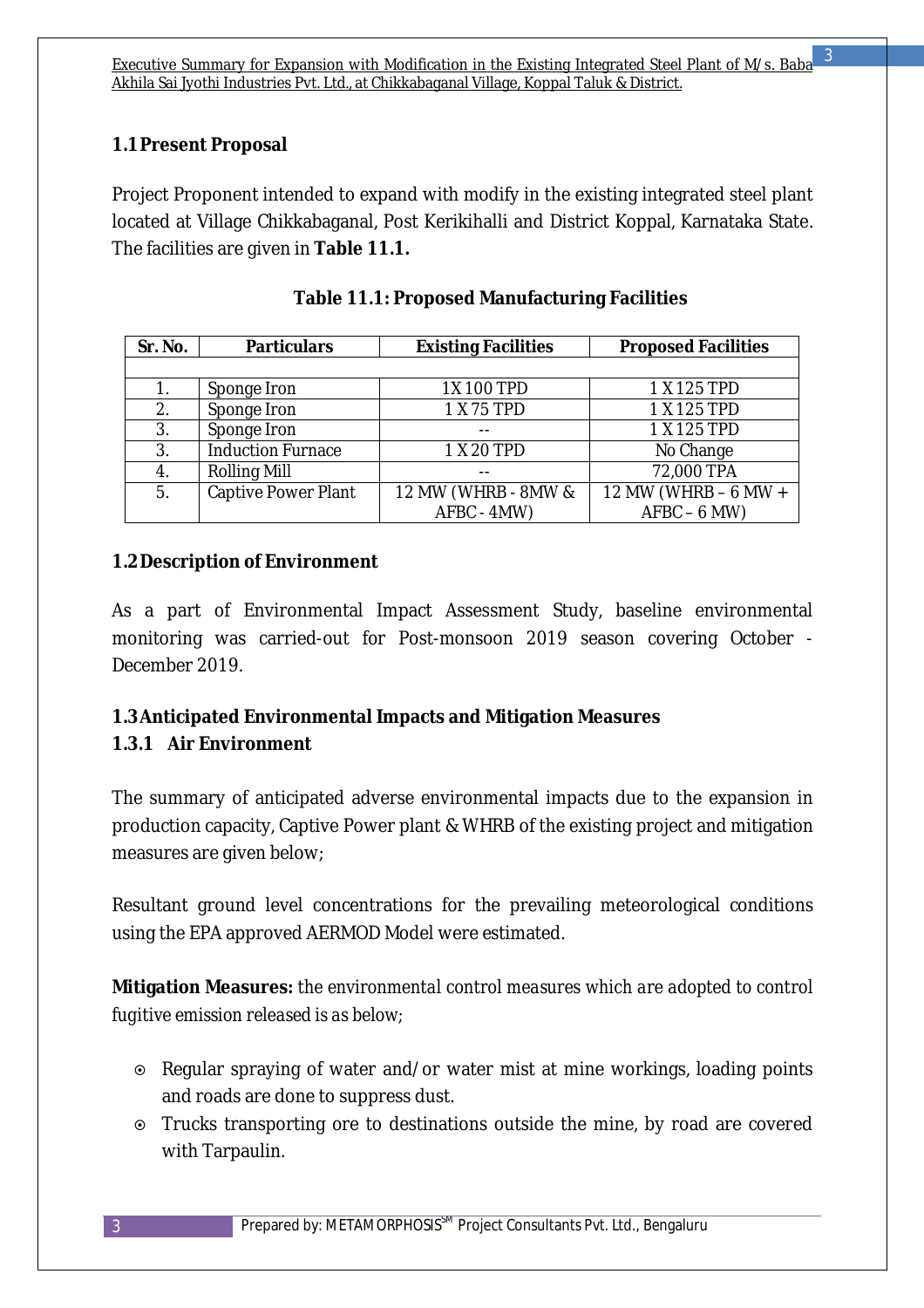## 1.1 Present Proposal

Project Proponent intended to expand with modify in the existing integrated steel plant located at Village Chikkabaganal, Post Kerikihalli and District Koppal, Karnataka State. The facilities are given in **Table 11.1.**

**Table 11.1: Proposed Manufacturing Facilities**

| Sr. No. | Particulars | Existing Facilities | Proposed Facilities |
|---|---|---|---|
| | | | |
| 1. | Sponge Iron | 1X 100 TPD | 1 X 125 TPD |
| 2. | Sponge Iron | 1 X 75 TPD | 1 X 125 TPD |
| 3. | Sponge Iron | -- | 1 X 125 TPD |
| 3. | Induction Furnace | 1 X 20 TPD | No Change |
| 4. | Rolling Mill | -- | 72,000 TPA |
| 5. | Captive Power Plant | 12 MW (WHRB - 8MW & AFBC - 4MW) | 12 MW (WHRB – 6 MW + AFBC – 6 MW) |

## 1.2 Description of Environment

As a part of Environmental Impact Assessment Study, baseline environmental monitoring was carried-out for Post-monsoon 2019 season covering October - December 2019.

## 1.3 Anticipated Environmental Impacts and Mitigation Measures

### 1.3.1 Air Environment

The summary of anticipated adverse environmental impacts due to the expansion in production capacity, Captive Power plant & WHRB of the existing project and mitigation measures are given below;

Resultant ground level concentrations for the prevailing meteorological conditions using the EPA approved AERMOD Model were estimated.

**Mitigation Measures:** *the environmental control measures which are adopted to control fugitive emission released is as below;*

- Regular spraying of water and/or water mist at mine workings, loading points and roads are done to suppress dust.
- Trucks transporting ore to destinations outside the mine, by road are covered with Tarpaulin.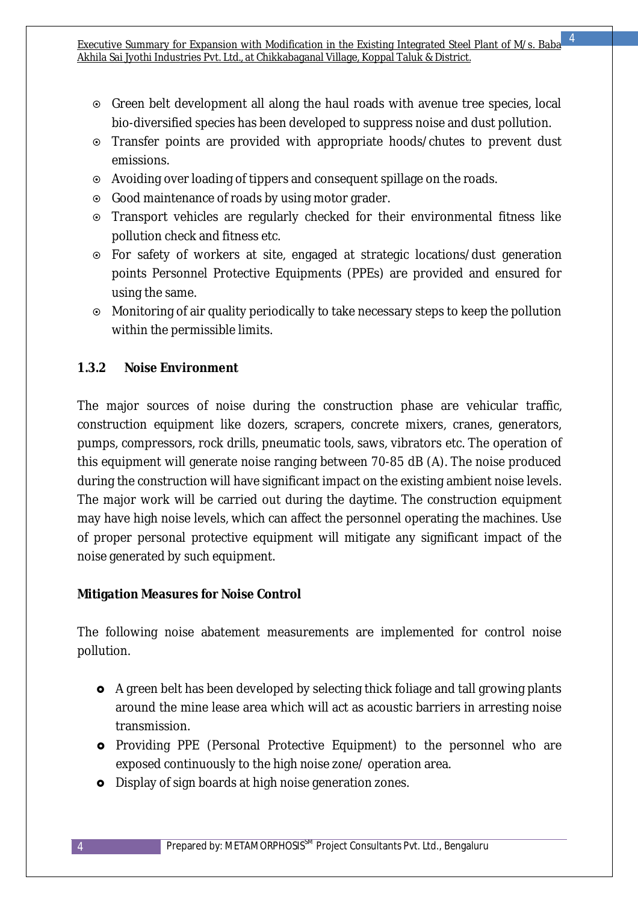- Green belt development all along the haul roads with avenue tree species, local bio-diversified species has been developed to suppress noise and dust pollution.
- Transfer points are provided with appropriate hoods/chutes to prevent dust emissions.
- Avoiding over loading of tippers and consequent spillage on the roads.
- Good maintenance of roads by using motor grader.
- Transport vehicles are regularly checked for their environmental fitness like pollution check and fitness etc.
- For safety of workers at site, engaged at strategic locations/dust generation points Personnel Protective Equipments (PPEs) are provided and ensured for using the same.
- Monitoring of air quality periodically to take necessary steps to keep the pollution within the permissible limits.

### 1.3.2 Noise Environment

The major sources of noise during the construction phase are vehicular traffic, construction equipment like dozers, scrapers, concrete mixers, cranes, generators, pumps, compressors, rock drills, pneumatic tools, saws, vibrators etc. The operation of this equipment will generate noise ranging between 70-85 dB (A). The noise produced during the construction will have significant impact on the existing ambient noise levels. The major work will be carried out during the daytime. The construction equipment may have high noise levels, which can affect the personnel operating the machines. Use of proper personal protective equipment will mitigate any significant impact of the noise generated by such equipment.

**Mitigation Measures for Noise Control**

The following noise abatement measurements are implemented for control noise pollution.

- A green belt has been developed by selecting thick foliage and tall growing plants around the mine lease area which will act as acoustic barriers in arresting noise transmission.
- Providing PPE (Personal Protective Equipment) to the personnel who are exposed continuously to the high noise zone/ operation area.
- Display of sign boards at high noise generation zones.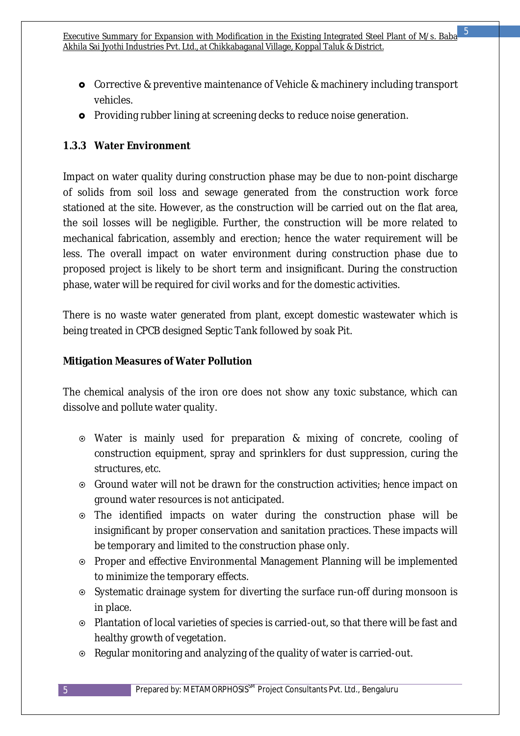- Corrective & preventive maintenance of Vehicle & machinery including transport vehicles.
- Providing rubber lining at screening decks to reduce noise generation.

### 1.3.3 Water Environment

Impact on water quality during construction phase may be due to non-point discharge of solids from soil loss and sewage generated from the construction work force stationed at the site. However, as the construction will be carried out on the flat area, the soil losses will be negligible. Further, the construction will be more related to mechanical fabrication, assembly and erection; hence the water requirement will be less. The overall impact on water environment during construction phase due to proposed project is likely to be short term and insignificant. During the construction phase, water will be required for civil works and for the domestic activities.

There is no waste water generated from plant, except domestic wastewater which is being treated in CPCB designed Septic Tank followed by soak Pit.

**Mitigation Measures of Water Pollution**

The chemical analysis of the iron ore does not show any toxic substance, which can dissolve and pollute water quality.

- Water is mainly used for preparation & mixing of concrete, cooling of construction equipment, spray and sprinklers for dust suppression, curing the structures, etc.
- Ground water will not be drawn for the construction activities; hence impact on ground water resources is not anticipated.
- The identified impacts on water during the construction phase will be insignificant by proper conservation and sanitation practices. These impacts will be temporary and limited to the construction phase only.
- Proper and effective Environmental Management Planning will be implemented to minimize the temporary effects.
- Systematic drainage system for diverting the surface run-off during monsoon is in place.
- Plantation of local varieties of species is carried-out, so that there will be fast and healthy growth of vegetation.
- Regular monitoring and analyzing of the quality of water is carried-out.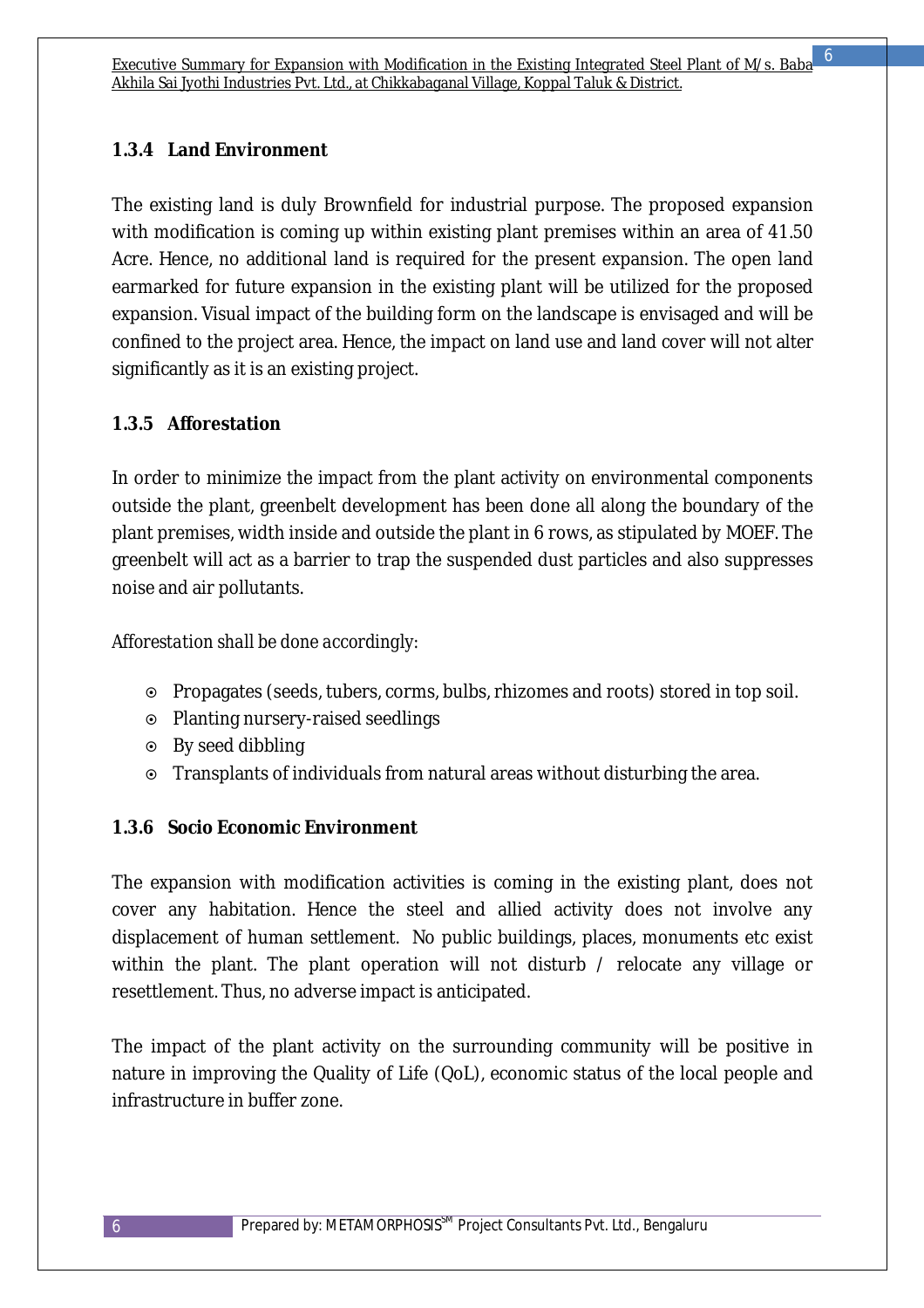### 1.3.4 Land Environment

The existing land is duly Brownfield for industrial purpose. The proposed expansion with modification is coming up within existing plant premises within an area of 41.50 Acre. Hence, no additional land is required for the present expansion. The open land earmarked for future expansion in the existing plant will be utilized for the proposed expansion. Visual impact of the building form on the landscape is envisaged and will be confined to the project area. Hence, the impact on land use and land cover will not alter significantly as it is an existing project.

### 1.3.5 Afforestation

In order to minimize the impact from the plant activity on environmental components outside the plant, greenbelt development has been done all along the boundary of the plant premises, width inside and outside the plant in 6 rows, as stipulated by MOEF. The greenbelt will act as a barrier to trap the suspended dust particles and also suppresses noise and air pollutants.

*Afforestation shall be done accordingly:*

- Propagates (seeds, tubers, corms, bulbs, rhizomes and roots) stored in top soil.
- Planting nursery-raised seedlings
- By seed dibbling
- Transplants of individuals from natural areas without disturbing the area.

### 1.3.6 Socio Economic Environment

The expansion with modification activities is coming in the existing plant, does not cover any habitation. Hence the steel and allied activity does not involve any displacement of human settlement. No public buildings, places, monuments etc exist within the plant. The plant operation will not disturb / relocate any village or resettlement. Thus, no adverse impact is anticipated.

The impact of the plant activity on the surrounding community will be positive in nature in improving the Quality of Life (QoL), economic status of the local people and infrastructure in buffer zone.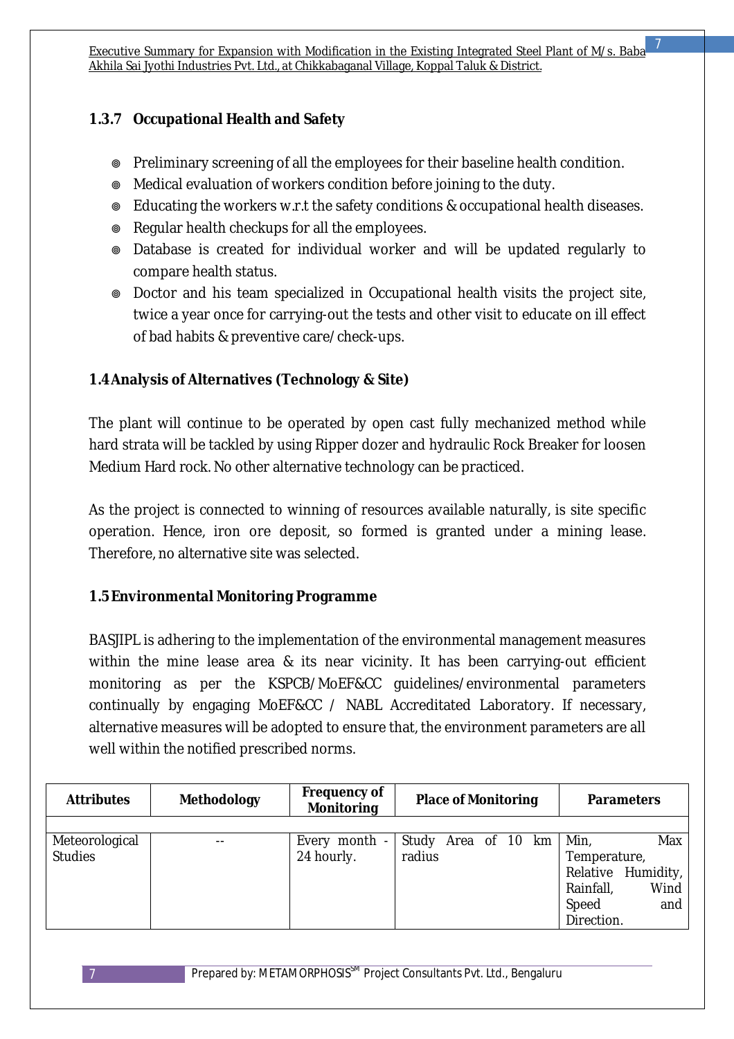### 1.3.7 Occupational Health and Safety

- Preliminary screening of all the employees for their baseline health condition.
- Medical evaluation of workers condition before joining to the duty.
- Educating the workers w.r.t the safety conditions & occupational health diseases.
- Regular health checkups for all the employees.
- Database is created for individual worker and will be updated regularly to compare health status.
- Doctor and his team specialized in Occupational health visits the project site, twice a year once for carrying-out the tests and other visit to educate on ill effect of bad habits & preventive care/check-ups.

## 1.4 Analysis of Alternatives (Technology & Site)

The plant will continue to be operated by open cast fully mechanized method while hard strata will be tackled by using Ripper dozer and hydraulic Rock Breaker for loosen Medium Hard rock. No other alternative technology can be practiced.

As the project is connected to winning of resources available naturally, is site specific operation. Hence, iron ore deposit, so formed is granted under a mining lease. Therefore, no alternative site was selected.

## 1.5 Environmental Monitoring Programme

BASJIPL is adhering to the implementation of the environmental management measures within the mine lease area & its near vicinity. It has been carrying-out efficient monitoring as per the KSPCB/MoEF&CC guidelines/environmental parameters continually by engaging MoEF&CC / NABL Accredited Laboratory. If necessary, alternative measures will be adopted to ensure that, the environment parameters are all well within the notified prescribed norms.

| Attributes | Methodology | Frequency of Monitoring | Place of Monitoring | Parameters |
|---|---|---|---|---|
| Meteorological Studies | -- | Every month - 24 hourly. | Study Area of 10 km radius | Min, Max Temperature, Relative Humidity, Rainfall, Wind Speed and Direction. |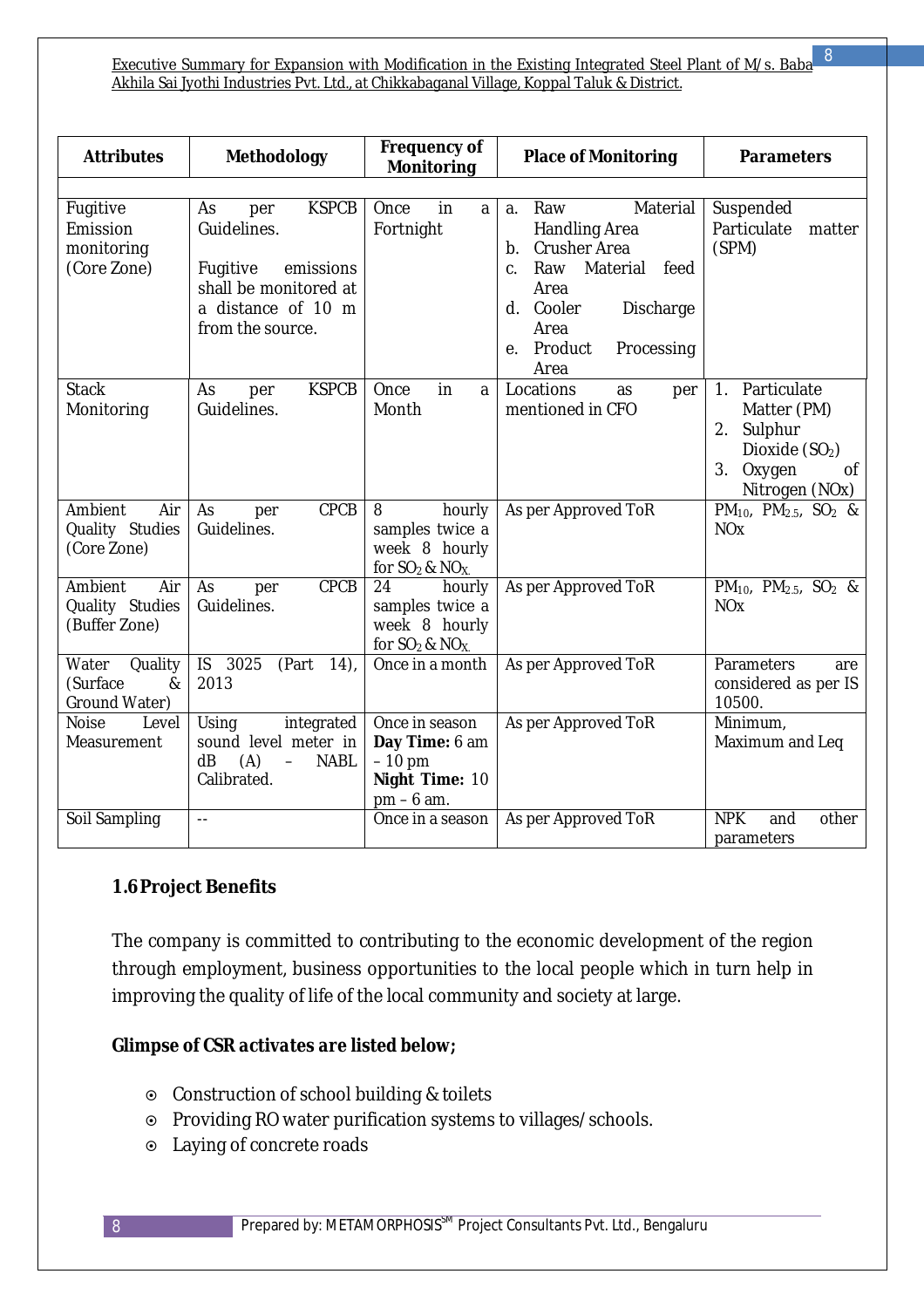| Attributes | Methodology | Frequency of Monitoring | Place of Monitoring | Parameters |
|---|---|---|---|---|
| | | | | |
| Fugitive Emission monitoring (Core Zone) | As per KSPCB Guidelines. Fugitive emissions shall be monitored at a distance of 10 m from the source. | Once in a Fortnight | a. Raw Material Handling Area b. Crusher Area c. Raw Material feed Area d. Cooler Discharge Area e. Product Processing Area | Suspended Particulate matter (SPM) |
| Stack Monitoring | As per KSPCB Guidelines. | Once in a Month | Locations as per mentioned in CFO | 1. Particulate Matter (PM) 2. Sulphur Dioxide ($SO_2$) 3. Oxygen of Nitrogen (NOx) |
| Ambient Air Quality Studies (Core Zone) | As per CPCB Guidelines. | 8 hourly samples twice a week 8 hourly for $SO_2$ & $NO_X$. | As per Approved ToR | $PM_{10}$, $PM_{2.5}$, $SO_2$ & NOx |
| Ambient Air Quality Studies (Buffer Zone) | As per CPCB Guidelines. | 24 hourly samples twice a week 8 hourly for $SO_2$ & $NO_X$. | As per Approved ToR | $PM_{10}$, $PM_{2.5}$, $SO_2$ & NOx |
| Water Quality (Surface & Ground Water) | IS 3025 (Part 14), 2013 | Once in a month | As per Approved ToR | Parameters are considered as per IS 10500. |
| Noise Level Measurement | Using integrated sound level meter in dB (A) – NABL Calibrated. | Once in season **Day Time:** 6 am – 10 pm **Night Time:** 10 pm – 6 am. | As per Approved ToR | Minimum, Maximum and Leq |
| Soil Sampling | -- | Once in a season | As per Approved ToR | NPK and other parameters |

### 1.6 Project Benefits

The company is committed to contributing to the economic development of the region through employment, business opportunities to the local people which in turn help in improving the quality of life of the local community and society at large.

**Glimpse of CSR activates are listed below;**

- Construction of school building & toilets
- Providing RO water purification systems to villages/schools.
- Laying of concrete roads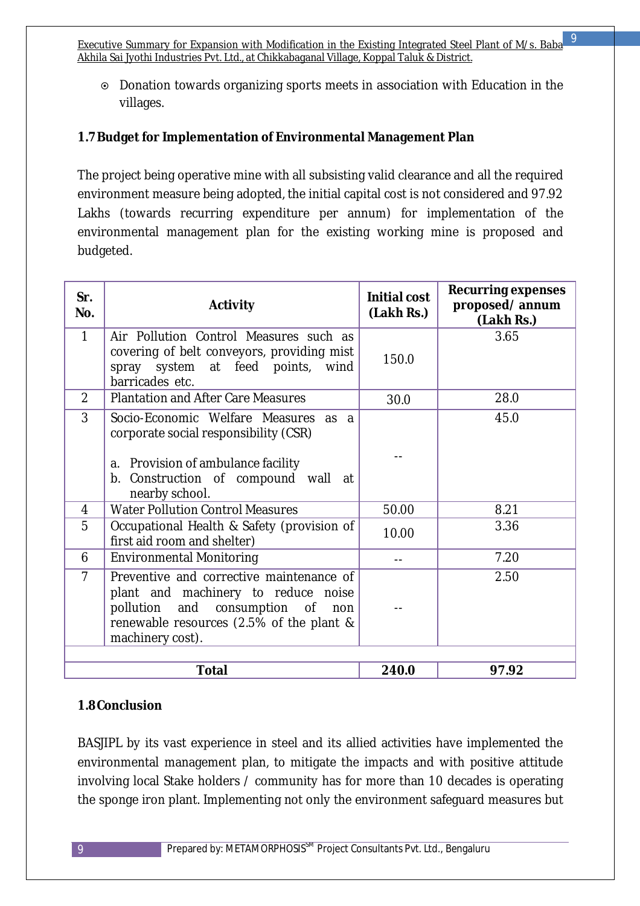- Donation towards organizing sports meets in association with Education in the villages.

### 1.7 Budget for Implementation of Environmental Management Plan

The project being operative mine with all subsisting valid clearance and all the required environment measure being adopted, the initial capital cost is not considered and 97.92 Lakhs (towards recurring expenditure per annum) for implementation of the environmental management plan for the existing working mine is proposed and budgeted.

| Sr. No. | Activity | Initial cost (Lakh Rs.) | Recurring expenses proposed/ annum (Lakh Rs.) |
|---|---|---|---|
| 1 | Air Pollution Control Measures such as covering of belt conveyors, providing mist spray system at feed points, wind barricades etc. | 150.0 | 3.65 |
| 2 | Plantation and After Care Measures | 30.0 | 28.0 |
| 3 | Socio-Economic Welfare Measures as a corporate social responsibility (CSR)<br>a. Provision of ambulance facility<br>b. Construction of compound wall at nearby school. | -- | 45.0 |
| 4 | Water Pollution Control Measures | 50.00 | 8.21 |
| 5 | Occupational Health & Safety (provision of first aid room and shelter) | 10.00 | 3.36 |
| 6 | Environmental Monitoring | -- | 7.20 |
| 7 | Preventive and corrective maintenance of plant and machinery to reduce noise pollution and consumption of non renewable resources (2.5% of the plant & machinery cost). | -- | 2.50 |
| | | | |
| **Total** | | **240.0** | **97.92** |

### 1.8 Conclusion

BASJIPL by its vast experience in steel and its allied activities have implemented the environmental management plan, to mitigate the impacts and with positive attitude involving local Stake holders / community has for more than 10 decades is operating the sponge iron plant. Implementing not only the environment safeguard measures but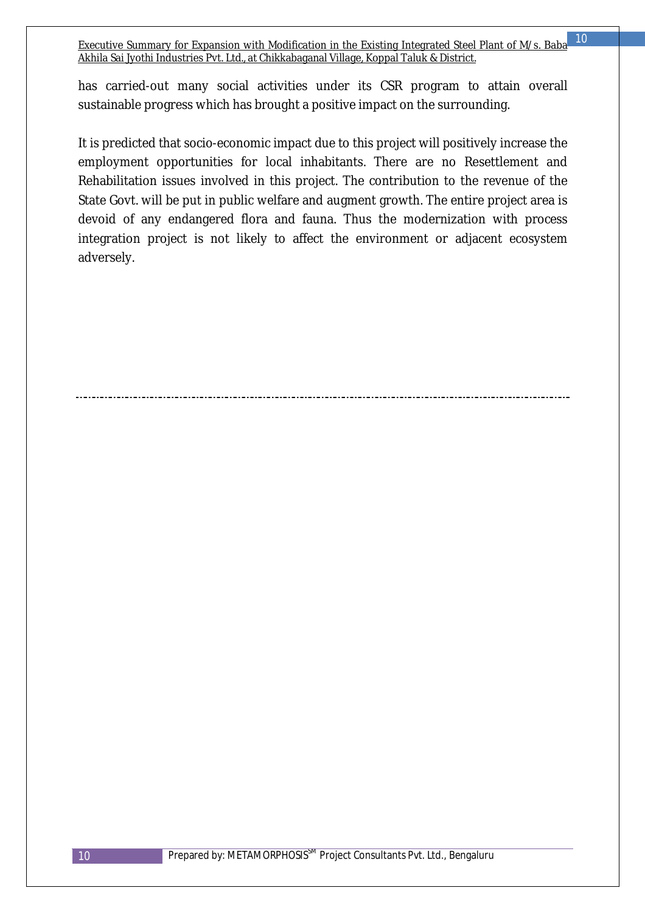has carried-out many social activities under its CSR program to attain overall sustainable progress which has brought a positive impact on the surrounding.

It is predicted that socio-economic impact due to this project will positively increase the employment opportunities for local inhabitants. There are no Resettlement and Rehabilitation issues involved in this project. The contribution to the revenue of the State Govt. will be put in public welfare and augment growth. The entire project area is devoid of any endangered flora and fauna. Thus the modernization with process integration project is not likely to affect the environment or adjacent ecosystem adversely.

---